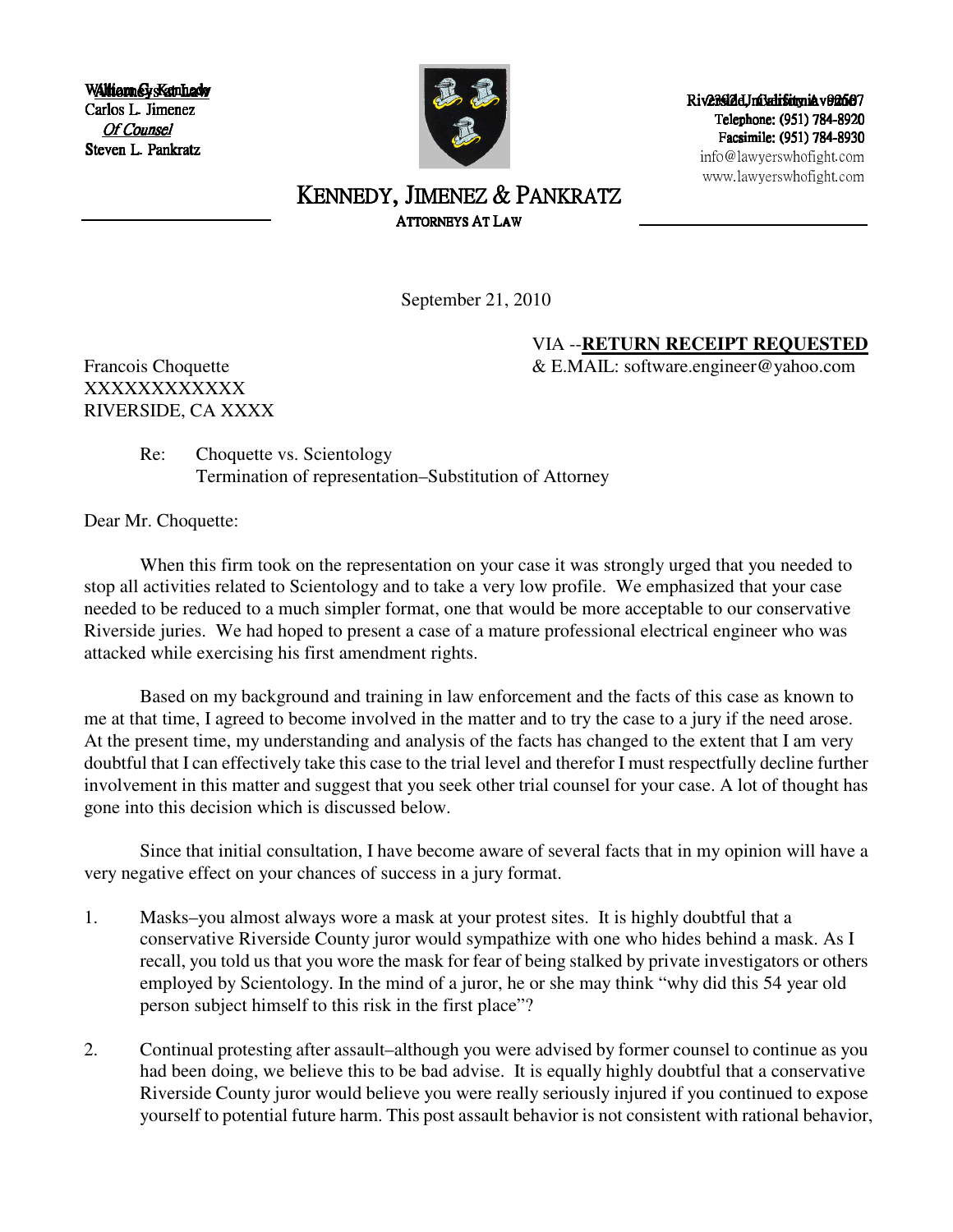William G. Kennedy
Attorneys at Law
Carlos L. Jimenez
*Of Counsel*
Steven L. Pankratz

Riverside, California 92507
Telephone: (951) 784-8920
Facsimile: (951) 784-8930
info@lawyerswhofight.com
www.lawyerswhofight.com

# KENNEDY, JIMENEZ & PANKRATZ

ATTORNEYS AT LAW

September 21, 2010

VIA --**RETURN RECEIPT REQUESTED**
& E.MAIL: software.engineer@yahoo.com

Francois Choquette
XXXXXXXXXXXX
RIVERSIDE, CA XXXX

Re: Choquette vs. Scientology
Termination of representation–Substitution of Attorney

Dear Mr. Choquette:

When this firm took on the representation on your case it was strongly urged that you needed to stop all activities related to Scientology and to take a very low profile. We emphasized that your case needed to be reduced to a much simpler format, one that would be more acceptable to our conservative Riverside juries. We had hoped to present a case of a mature professional electrical engineer who was attacked while exercising his first amendment rights.

Based on my background and training in law enforcement and the facts of this case as known to me at that time, I agreed to become involved in the matter and to try the case to a jury if the need arose. At the present time, my understanding and analysis of the facts has changed to the extent that I am very doubtful that I can effectively take this case to the trial level and therefor I must respectfully decline further involvement in this matter and suggest that you seek other trial counsel for your case. A lot of thought has gone into this decision which is discussed below.

Since that initial consultation, I have become aware of several facts that in my opinion will have a very negative effect on your chances of success in a jury format.

1. Masks–you almost always wore a mask at your protest sites. It is highly doubtful that a conservative Riverside County juror would sympathize with one who hides behind a mask. As I recall, you told us that you wore the mask for fear of being stalked by private investigators or others employed by Scientology. In the mind of a juror, he or she may think "why did this 54 year old person subject himself to this risk in the first place"?

2. Continual protesting after assault–although you were advised by former counsel to continue as you had been doing, we believe this to be bad advise. It is equally highly doubtful that a conservative Riverside County juror would believe you were really seriously injured if you continued to expose yourself to potential future harm. This post assault behavior is not consistent with rational behavior,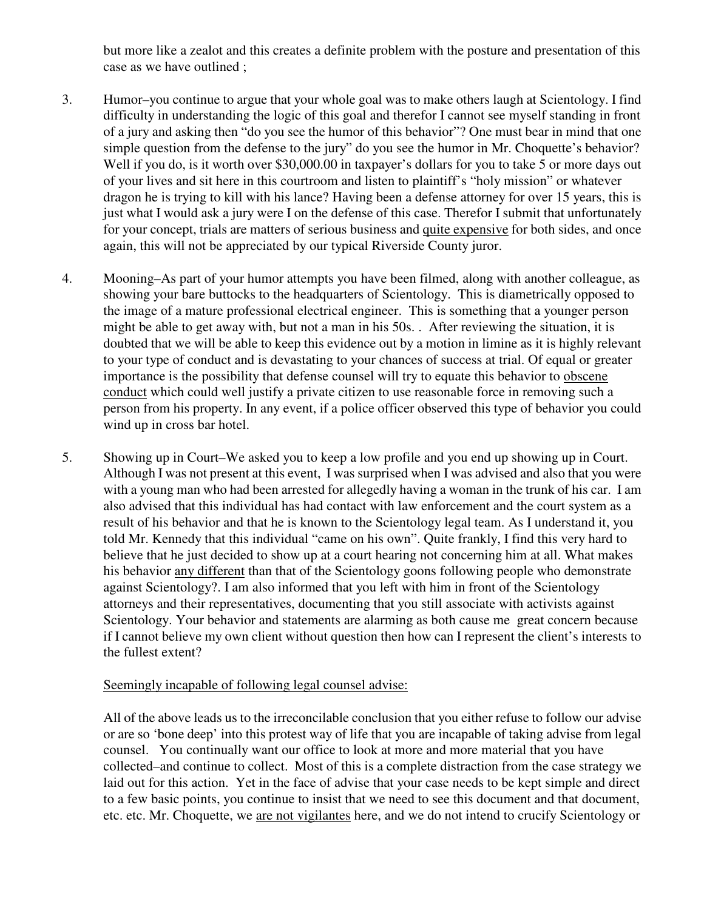but more like a zealot and this creates a definite problem with the posture and presentation of this case as we have outlined ;

3. Humor–you continue to argue that your whole goal was to make others laugh at Scientology. I find difficulty in understanding the logic of this goal and therefor I cannot see myself standing in front of a jury and asking then "do you see the humor of this behavior"? One must bear in mind that one simple question from the defense to the jury" do you see the humor in Mr. Choquette's behavior? Well if you do, is it worth over $30,000.00 in taxpayer's dollars for you to take 5 or more days out of your lives and sit here in this courtroom and listen to plaintiff's "holy mission" or whatever dragon he is trying to kill with his lance? Having been a defense attorney for over 15 years, this is just what I would ask a jury were I on the defense of this case. Therefor I submit that unfortunately for your concept, trials are matters of serious business and <u>quite expensive</u> for both sides, and once again, this will not be appreciated by our typical Riverside County juror.

4. Mooning–As part of your humor attempts you have been filmed, along with another colleague, as showing your bare buttocks to the headquarters of Scientology. This is diametrically opposed to the image of a mature professional electrical engineer. This is something that a younger person might be able to get away with, but not a man in his 50s. . After reviewing the situation, it is doubted that we will be able to keep this evidence out by a motion in limine as it is highly relevant to your type of conduct and is devastating to your chances of success at trial. Of equal or greater importance is the possibility that defense counsel will try to equate this behavior to <u>obscene conduct</u> which could well justify a private citizen to use reasonable force in removing such a person from his property. In any event, if a police officer observed this type of behavior you could wind up in cross bar hotel.

5. Showing up in Court–We asked you to keep a low profile and you end up showing up in Court. Although I was not present at this event, I was surprised when I was advised and also that you were with a young man who had been arrested for allegedly having a woman in the trunk of his car. I am also advised that this individual has had contact with law enforcement and the court system as a result of his behavior and that he is known to the Scientology legal team. As I understand it, you told Mr. Kennedy that this individual "came on his own". Quite frankly, I find this very hard to believe that he just decided to show up at a court hearing not concerning him at all. What makes his behavior <u>any different</u> than that of the Scientology goons following people who demonstrate against Scientology?. I am also informed that you left with him in front of the Scientology attorneys and their representatives, documenting that you still associate with activists against Scientology. Your behavior and statements are alarming as both cause me great concern because if I cannot believe my own client without question then how can I represent the client's interests to the fullest extent?

<u>Seemingly incapable of following legal counsel advise:</u>

All of the above leads us to the irreconcilable conclusion that you either refuse to follow our advise or are so 'bone deep' into this protest way of life that you are incapable of taking advise from legal counsel. You continually want our office to look at more and more material that you have collected–and continue to collect. Most of this is a complete distraction from the case strategy we laid out for this action. Yet in the face of advise that your case needs to be kept simple and direct to a few basic points, you continue to insist that we need to see this document and that document, etc. etc. Mr. Choquette, we <u>are not vigilantes</u> here, and we do not intend to crucify Scientology or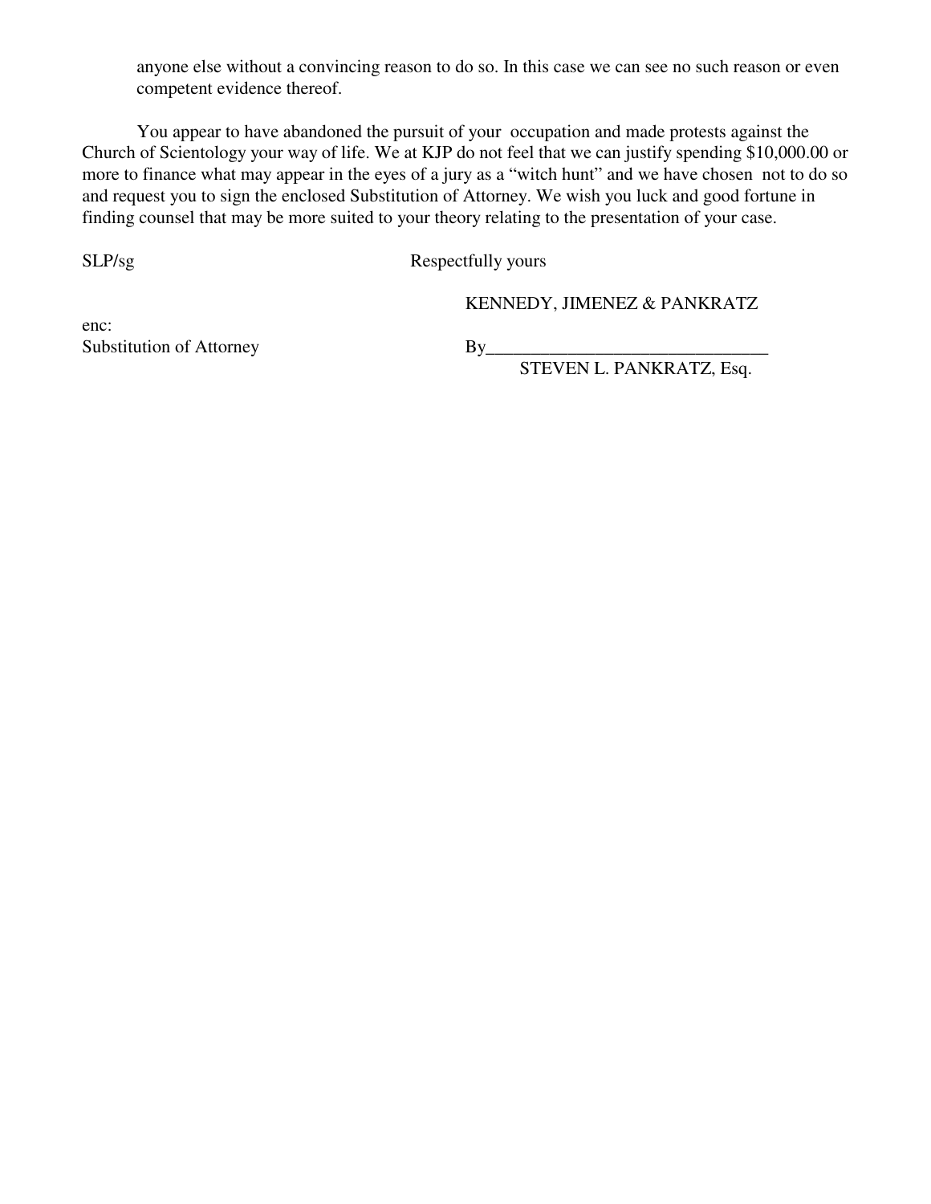anyone else without a convincing reason to do so. In this case we can see no such reason or even competent evidence thereof.

You appear to have abandoned the pursuit of your occupation and made protests against the Church of Scientology your way of life. We at KJP do not feel that we can justify spending $10,000.00 or more to finance what may appear in the eyes of a jury as a "witch hunt" and we have chosen not to do so and request you to sign the enclosed Substitution of Attorney. We wish you luck and good fortune in finding counsel that may be more suited to your theory relating to the presentation of your case.

SLP/sg

Respectfully yours

KENNEDY, JIMENEZ & PANKRATZ

By______________________________
STEVEN L. PANKRATZ, Esq.

enc:
Substitution of Attorney